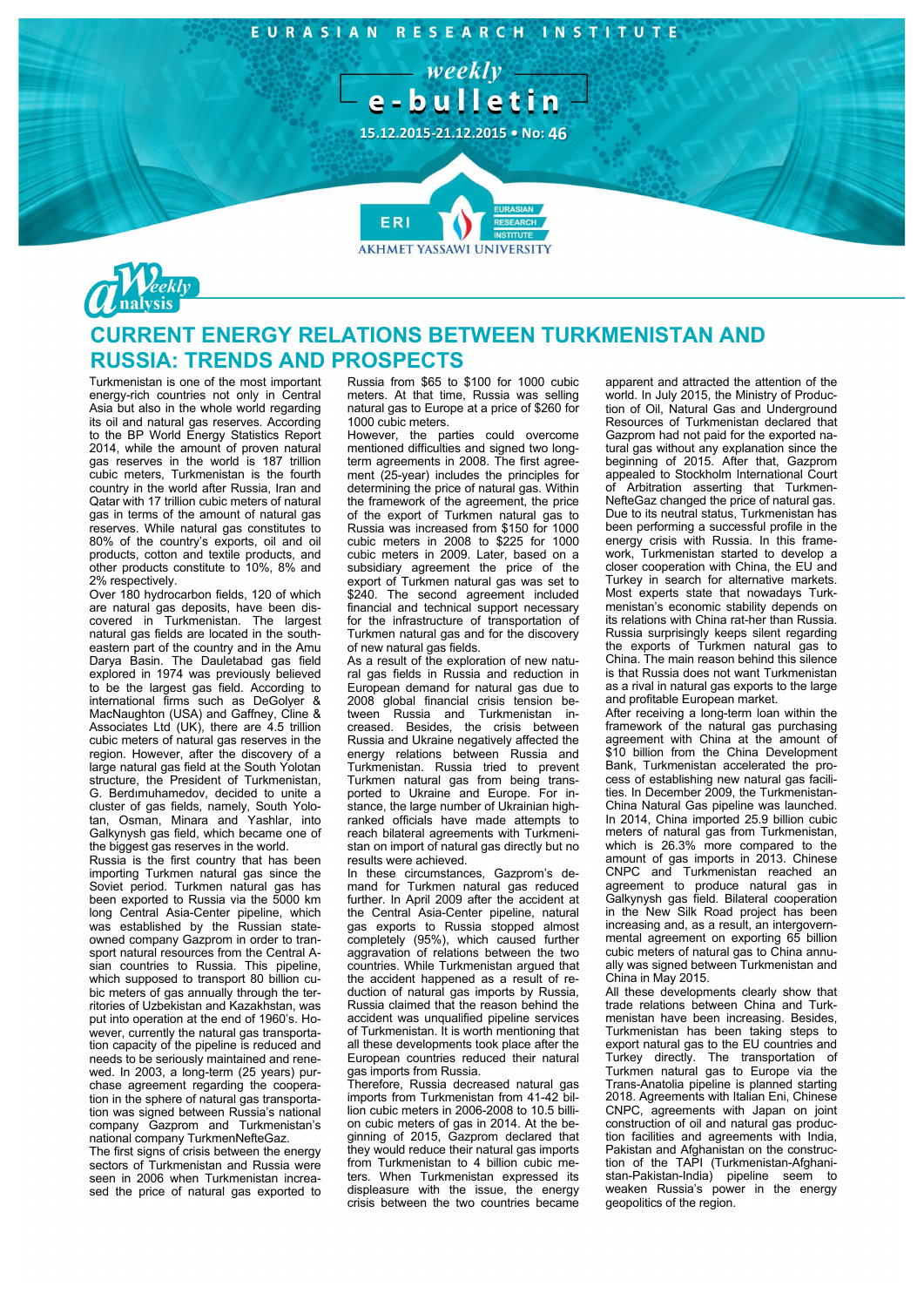# CURRENT ENERGY RELATIONS BETWEEN TURKMENISTAN AND RUSSIA: TRENDS AND PROSPECTS

Turkmenistan is one of the most important energy-rich countries not only in Central Asia but also in the whole world regarding its oil and natural gas reserves. According to the BP World Energy Statistics Report 2014, while the amount of proven natural gas reserves in the world is 187 trillion cubic meters, Turkmenistan is the fourth country in the world after Russia, Iran and Qatar with 17 trillion cubic meters of natural gas in terms of the amount of natural gas reserves. While natural gas constitutes to 80% of the country's exports, oil and oil products, cotton and textile products, and other products constitute to 10%, 8% and 2% respectively.

Over 180 hydrocarbon fields, 120 of which are natural gas deposits, have been discovered in Turkmenistan. The largest natural gas fields are located in the south-eastern part of the country and in the Amu Darya Basin. The Dauletabad gas field explored in 1974 was previously believed to be the largest gas field. According to international firms such as DeGolyer & MacNaughton (USA) and Gaffney, Cline & Associates Ltd (UK), there are 4.5 trillion cubic meters of natural gas reserves in the region. However, after the discovery of a large natural gas field at the South Yolotan structure, the President of Turkmenistan, G. Berdimuhamedov, decided to unite a cluster of gas fields, namely, South Yolotan, Osman, Minara and Yashlar, into Galkynysh gas field, which became one of the biggest gas reserves in the world.

Russia is the first country that has been importing Turkmen natural gas since the Soviet period. Turkmen natural gas has been exported to Russia via the 5000 km long Central Asia-Center pipeline, which was established by the Russian state-owned company Gazprom in order to transport natural resources from the Central Asian countries to Russia. This pipeline, which supposed to transport 80 billion cubic meters of gas annually through the territories of Uzbekistan and Kazakhstan, was put into operation at the end of 1960's. However, currently the natural gas transportation capacity of the pipeline is reduced and needs to be seriously maintained and renewed. In 2003, a long-term (25 years) purchase agreement regarding the cooperation in the sphere of natural gas transportation was signed between Russia's national company Gazprom and Turkmenistan's national company TurkmenNefteGaz.

The first signs of crisis between the energy sectors of Turkmenistan and Russia were seen in 2006 when Turkmenistan increased the price of natural gas exported to Russia from $65 to $100 for 1000 cubic meters. At that time, Russia was selling natural gas to Europe at a price of $260 for 1000 cubic meters.

However, the parties could overcome mentioned difficulties and signed two long-term agreements in 2008. The first agreement (25-year) includes the principles for determining the price of natural gas. Within the framework of the agreement, the price of the export of Turkmen natural gas to Russia was increased from $150 for 1000 cubic meters in 2008 to $225 for 1000 cubic meters in 2009. Later, based on a subsidiary agreement the price of the export of Turkmen natural gas was set to $240. The second agreement included financial and technical support necessary for the infrastructure of transportation of Turkmen natural gas and for the discovery of new natural gas fields.

As a result of the exploration of new natural gas fields in Russia and reduction in European demand for natural gas due to 2008 global financial crisis tension between Russia and Turkmenistan increased. Besides, the crisis between Russia and Ukraine negatively affected the energy relations between Russia and Turkmenistan. Russia tried to prevent Turkmen natural gas from being transported to Ukraine and Europe. For instance, the large number of Ukrainian high-ranked officials have made attempts to reach bilateral agreements with Turkmenistan on import of natural gas directly but no results were achieved.

In these circumstances, Gazprom's demand for Turkmen natural gas reduced further. In April 2009 after the accident at the Central Asia-Center pipeline, natural gas exports to Russia stopped almost completely (95%), which caused further aggravation of relations between the two countries. While Turkmenistan argued that the accident happened as a result of reduction of natural gas imports by Russia, Russia claimed that the reason behind the accident was unqualified pipeline services of Turkmenistan. It is worth mentioning that all these developments took place after the European countries reduced their natural gas imports from Russia.

Therefore, Russia decreased natural gas imports from Turkmenistan from 41-42 billion cubic meters in 2006-2008 to 10.5 billion cubic meters of gas in 2014. At the beginning of 2015, Gazprom declared that they would reduce their natural gas imports from Turkmenistan to 4 billion cubic meters. When Turkmenistan expressed its displeasure with the issue, the energy crisis between the two countries became apparent and attracted the attention of the world. In July 2015, the Ministry of Production of Oil, Natural Gas and Underground Resources of Turkmenistan declared that Gazprom had not paid for the exported natural gas without any explanation since the beginning of 2015. After that, Gazprom appealed to Stockholm International Court of Arbitration asserting that TurkmenNefteGaz changed the price of natural gas. Due to its neutral status, Turkmenistan has been performing a successful profile in the energy crisis with Russia. In this framework, Turkmenistan started to develop a closer cooperation with China, the EU and Turkey in search for alternative markets. Most experts state that nowadays Turkmenistan's economic stability depends on its relations with China rat-her than Russia. Russia surprisingly keeps silent regarding the exports of Turkmen natural gas to China. The main reason behind this silence is that Russia does not want Turkmenistan as a rival in natural gas exports to the large and profitable European market.

After receiving a long-term loan within the framework of the natural gas purchasing agreement with China at the amount of $10 billion from the China Development Bank, Turkmenistan accelerated the process of establishing new natural gas facilities. In December 2009, the Turkmenistan-China Natural Gas pipeline was launched. In 2014, China imported 25.9 billion cubic meters of natural gas from Turkmenistan, which is 26.3% more compared to the amount of gas imports in 2013. Chinese CNPC and Turkmenistan reached an agreement to produce natural gas in Galkynysh gas field. Bilateral cooperation in the New Silk Road project has been increasing and, as a result, an intergovernmental agreement on exporting 65 billion cubic meters of natural gas to China annually was signed between Turkmenistan and China in May 2015.

All these developments clearly show that trade relations between China and Turkmenistan have been increasing. Besides, Turkmenistan has been taking steps to export natural gas to the EU countries and Turkey directly. The transportation of Turkmen natural gas to Europe via the Trans-Anatolia pipeline is planned starting 2018. Agreements with Italian Eni, Chinese CNPC, agreements with Japan on joint construction of oil and natural gas production facilities and agreements with India, Pakistan and Afghanistan on the construction of the TAPI (Turkmenistan-Afghanistan-Pakistan-India) pipeline seem to weaken Russia's power in the energy geopolitics of the region.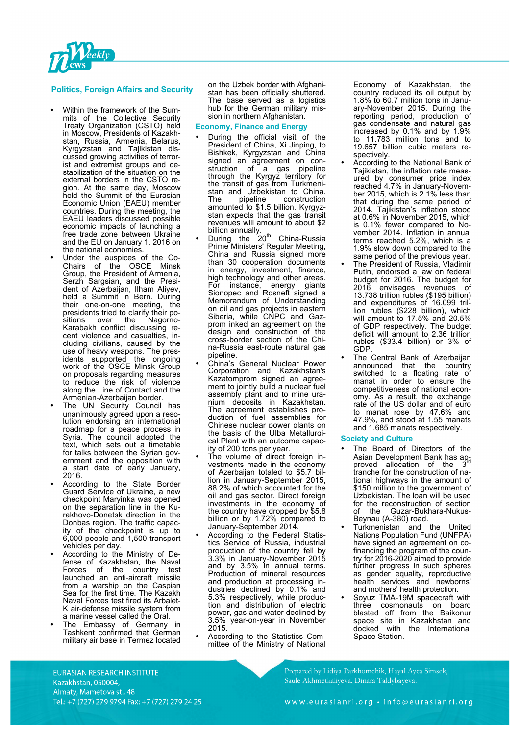## Politics, Foreign Affairs and Security

- Within the framework of the Summits of the Collective Security Treaty Organization (CSTO) held in Moscow, Presidents of Kazakhstan, Russia, Armenia, Belarus, Kyrgyzstan and Tajikistan discussed growing activities of terrorist and extremist groups and destabilization of the situation on the external borders in the CSTO region. At the same day, Moscow held the Summit of the Eurasian Economic Union (EAEU) member countries. During the meeting, the EAEU leaders discussed possible economic impacts of launching a free trade zone between Ukraine and the EU on January 1, 2016 on the national economies.
- Under the auspices of the Co-Chairs of the OSCE Minsk Group, the President of Armenia, Serzh Sargsian, and the President of Azerbaijan, Ilham Aliyev, held a Summit in Bern. During their one-on-one meeting, the presidents tried to clarify their positions over the Nagorno-Karabakh conflict discussing recent violence and casualties, including civilians, caused by the use of heavy weapons. The presidents supported the ongoing work of the OSCE Minsk Group on proposals regarding measures to reduce the risk of violence along the Line of Contact and the Armenian-Azerbaijan border.
- The UN Security Council has unanimously agreed upon a resolution endorsing an international roadmap for a peace process in Syria. The council adopted the text, which sets out a timetable for talks between the Syrian government and the opposition with a start date of early January, 2016.
- According to the State Border Guard Service of Ukraine, a new checkpoint Maryinka was opened on the separation line in the Kurakhovo-Donetsk direction in the Donbas region. The traffic capacity of the checkpoint is up to 6,000 people and 1,500 transport vehicles per day.
- According to the Ministry of Defense of Kazakhstan, the Naval Forces of the country test launched an anti-aircraft missile from a warship on the Caspian Sea for the first time. The Kazakh Naval Forces test fired its Arbalet-K air-defense missile system from a marine vessel called the Oral.
- The Embassy of Germany in Tashkent confirmed that German military air base in Termez located on the Uzbek border with Afghanistan has been officially shuttered. The base served as a logistics hub for the German military mission in northern Afghanistan.

## Economy, Finance and Energy

- During the official visit of the President of China, Xi Jinping, to Bishkek, Kyrgyzstan and China signed an agreement on construction of a gas pipeline through the Kyrgyz territory for the transit of gas from Turkmenistan and Uzbekistan to China. The pipeline construction amounted to $1.5 billion. Kyrgyzstan expects that the gas transit revenues will amount to about $2 billion annually.
- During the 20th China-Russia Prime Ministers' Regular Meeting, China and Russia signed more than 30 cooperation documents in energy, investment, finance, high technology and other areas. For instance, energy giants Sionopec and Rosneft signed a Memorandum of Understanding on oil and gas projects in eastern Siberia, while CNPC and Gazprom inked an agreement on the design and construction of the cross-border section of the China-Russia east-route natural gas pipeline.
- China's General Nuclear Power Corporation and Kazakhstan's Kazatomprom signed an agreement to jointly build a nuclear fuel assembly plant and to mine uranium deposits in Kazakhstan. The agreement establishes production of fuel assemblies for Chinese nuclear power plants on the basis of the Ulba Metallurgical Plant with an outcome capacity of 200 tons per year.
- The volume of direct foreign investments made in the economy of Azerbaijan totaled to $5.7 billion in January-September 2015, 88.2% of which accounted for the oil and gas sector. Direct foreign investments in the economy of the country have dropped by $5.8 billion or by 1.72% compared to January-September 2014.
- According to the Federal Statistics Service of Russia, industrial production of the country fell by 3.3% in January-November 2015 and by 3.5% in annual terms. Production of mineral resources and production at processing industries declined by 0.1% and 5.3% respectively, while production and distribution of electric power, gas and water declined by 3.5% year-on-year in November 2015.
- According to the Statistics Committee of the Ministry of National Economy of Kazakhstan, the country reduced its oil output by 1.8% to 60.7 million tons in January-November 2015. During the reporting period, production of gas condensate and natural gas increased by 0.1% and by 1.9% to 11.783 million tons and to 19.657 billion cubic meters respectively.
- According to the National Bank of Tajikistan, the inflation rate measured by consumer price index reached 4.7% in January-November 2015, which is 2.1% less than that during the same period of 2014. Tajikistan's inflation stood at 0.6% in November 2015, which is 0.1% fewer compared to November 2014. Inflation in annual terms reached 5.2%, which is a 1.9% slow down compared to the same period of the previous year.
- The President of Russia, Vladimir Putin, endorsed a law on federal budget for 2016. The budget for 2016 envisages revenues of 13.738 trillion rubles ($195 billion) and expenditures of 16.099 trillion rubles ($228 billion), which will amount to 17.5% and 20.5% of GDP respectively. The budget deficit will amount to 2.36 trillion rubles ($33.4 billion) or 3% of GDP.
- The Central Bank of Azerbaijan announced that the country switched to a floating rate of manat in order to ensure the competitiveness of national economy. As a result, the exchange rate of the US dollar and of euro to manat rose by 47.6% and 47.9%, and stood at 1.55 manats and 1.685 manats respectively.

## Society and Culture

- The Board of Directors of the Asian Development Bank has approved allocation of the 3rd tranche for the construction of national highways in the amount of $150 million to the government of Uzbekistan. The loan will be used for the reconstruction of section of the Guzar-Bukhara-Nukus-Beynau (A-380) road.
- Turkmenistan and the United Nations Population Fund (UNFPA) have signed an agreement on co-financing the program of the country for 2016-2020 aimed to provide further progress in such spheres as gender equality, reproductive health services and newborns' and mothers' health protection.
- Soyuz TMA-19M spacecraft with three cosmonauts on board blasted off from the Baikonur space site in Kazakhstan and docked with the International Space Station.

EURASIAN RESEARCH INSTITUTE
Kazakhstan, 050004,
Almaty, Mametova st., 48
Tel.: +7 (727) 279 9794 Fax: +7 (727) 279 24 25

Prepared by Lidiya Parkhomchik, Hayal Ayca Simsek, Saule Akhmetkaliyeva, Dinara Taldybayeva.

www.eurasianri.org • info@eurasianri.org